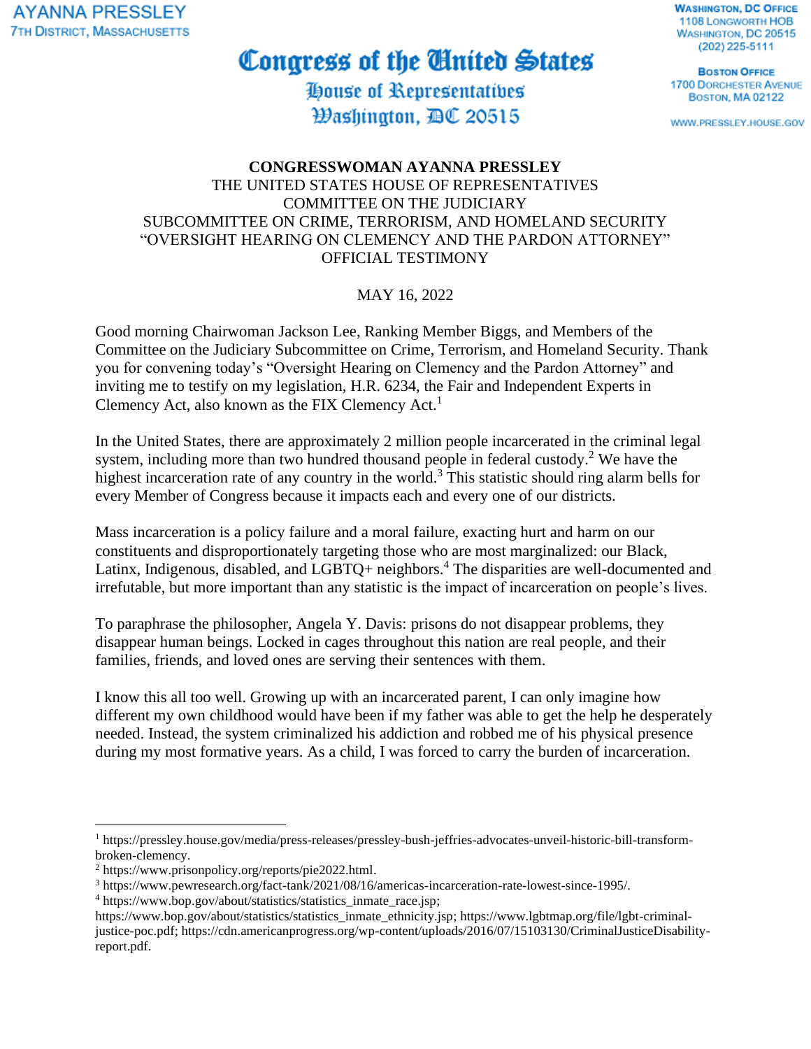AYANNA PRESSLEY
7TH DISTRICT, MASSACHUSETTS

# Congress of the United States
## House of Representatives
## Washington, DC 20515

WASHINGTON, DC OFFICE
1108 LONGWORTH HOB
WASHINGTON, DC 20515
(202) 225-5111

BOSTON OFFICE
1700 DORCHESTER AVENUE
BOSTON, MA 02122

WWW.PRESSLEY.HOUSE.GOV

**CONGRESSWOMAN AYANNA PRESSLEY**
THE UNITED STATES HOUSE OF REPRESENTATIVES
COMMITTEE ON THE JUDICIARY
SUBCOMMITTEE ON CRIME, TERRORISM, AND HOMELAND SECURITY
"OVERSIGHT HEARING ON CLEMENCY AND THE PARDON ATTORNEY"
OFFICIAL TESTIMONY

MAY 16, 2022

Good morning Chairwoman Jackson Lee, Ranking Member Biggs, and Members of the Committee on the Judiciary Subcommittee on Crime, Terrorism, and Homeland Security. Thank you for convening today's "Oversight Hearing on Clemency and the Pardon Attorney" and inviting me to testify on my legislation, H.R. 6234, the Fair and Independent Experts in Clemency Act, also known as the FIX Clemency Act.[1]

In the United States, there are approximately 2 million people incarcerated in the criminal legal system, including more than two hundred thousand people in federal custody.[2] We have the highest incarceration rate of any country in the world.[3] This statistic should ring alarm bells for every Member of Congress because it impacts each and every one of our districts.

Mass incarceration is a policy failure and a moral failure, exacting hurt and harm on our constituents and disproportionately targeting those who are most marginalized: our Black, Latinx, Indigenous, disabled, and LGBTQ+ neighbors.[4] The disparities are well-documented and irrefutable, but more important than any statistic is the impact of incarceration on people's lives.

To paraphrase the philosopher, Angela Y. Davis: prisons do not disappear problems, they disappear human beings. Locked in cages throughout this nation are real people, and their families, friends, and loved ones are serving their sentences with them.

I know this all too well. Growing up with an incarcerated parent, I can only imagine how different my own childhood would have been if my father was able to get the help he desperately needed. Instead, the system criminalized his addiction and robbed me of his physical presence during my most formative years. As a child, I was forced to carry the burden of incarceration.

---

[1] https://pressley.house.gov/media/press-releases/pressley-bush-jeffries-advocates-unveil-historic-bill-transform-broken-clemency.

[2] https://www.prisonpolicy.org/reports/pie2022.html.

[3] https://www.pewresearch.org/fact-tank/2021/08/16/americas-incarceration-rate-lowest-since-1995/.

[4] https://www.bop.gov/about/statistics/statistics_inmate_race.jsp; https://www.bop.gov/about/statistics/statistics_inmate_ethnicity.jsp; https://www.lgbtmap.org/file/lgbt-criminal-justice-poc.pdf; https://cdn.americanprogress.org/wp-content/uploads/2016/07/15103130/CriminalJusticeDisability-report.pdf.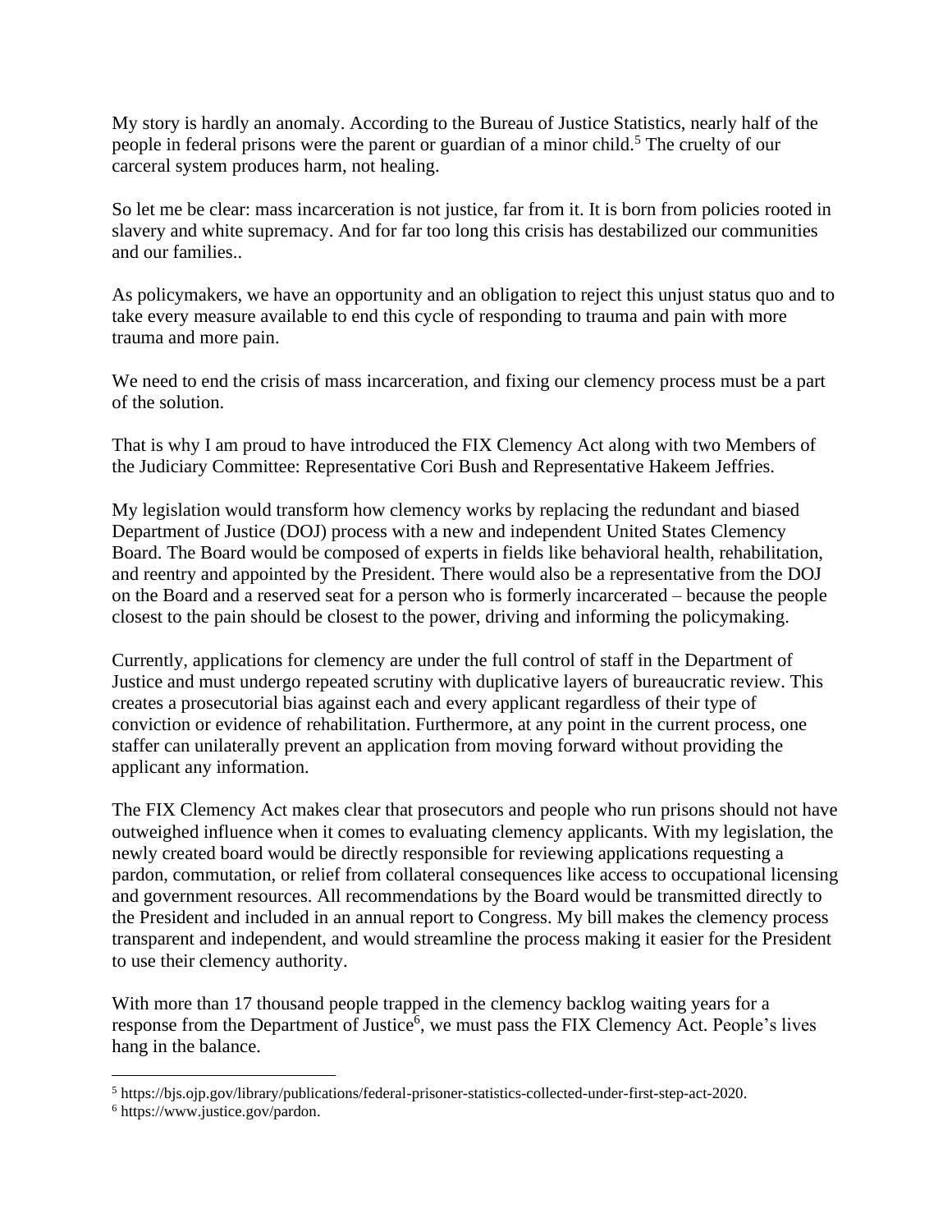My story is hardly an anomaly. According to the Bureau of Justice Statistics, nearly half of the people in federal prisons were the parent or guardian of a minor child.[5] The cruelty of our carceral system produces harm, not healing.

So let me be clear: mass incarceration is not justice, far from it. It is born from policies rooted in slavery and white supremacy. And for far too long this crisis has destabilized our communities and our families..

As policymakers, we have an opportunity and an obligation to reject this unjust status quo and to take every measure available to end this cycle of responding to trauma and pain with more trauma and more pain.

We need to end the crisis of mass incarceration, and fixing our clemency process must be a part of the solution.

That is why I am proud to have introduced the FIX Clemency Act along with two Members of the Judiciary Committee: Representative Cori Bush and Representative Hakeem Jeffries.

My legislation would transform how clemency works by replacing the redundant and biased Department of Justice (DOJ) process with a new and independent United States Clemency Board. The Board would be composed of experts in fields like behavioral health, rehabilitation, and reentry and appointed by the President. There would also be a representative from the DOJ on the Board and a reserved seat for a person who is formerly incarcerated – because the people closest to the pain should be closest to the power, driving and informing the policymaking.

Currently, applications for clemency are under the full control of staff in the Department of Justice and must undergo repeated scrutiny with duplicative layers of bureaucratic review. This creates a prosecutorial bias against each and every applicant regardless of their type of conviction or evidence of rehabilitation. Furthermore, at any point in the current process, one staffer can unilaterally prevent an application from moving forward without providing the applicant any information.

The FIX Clemency Act makes clear that prosecutors and people who run prisons should not have outweighed influence when it comes to evaluating clemency applicants. With my legislation, the newly created board would be directly responsible for reviewing applications requesting a pardon, commutation, or relief from collateral consequences like access to occupational licensing and government resources. All recommendations by the Board would be transmitted directly to the President and included in an annual report to Congress. My bill makes the clemency process transparent and independent, and would streamline the process making it easier for the President to use their clemency authority.

With more than 17 thousand people trapped in the clemency backlog waiting years for a response from the Department of Justice[6], we must pass the FIX Clemency Act. People's lives hang in the balance.

---

[5] https://bjs.ojp.gov/library/publications/federal-prisoner-statistics-collected-under-first-step-act-2020.

[6] https://www.justice.gov/pardon.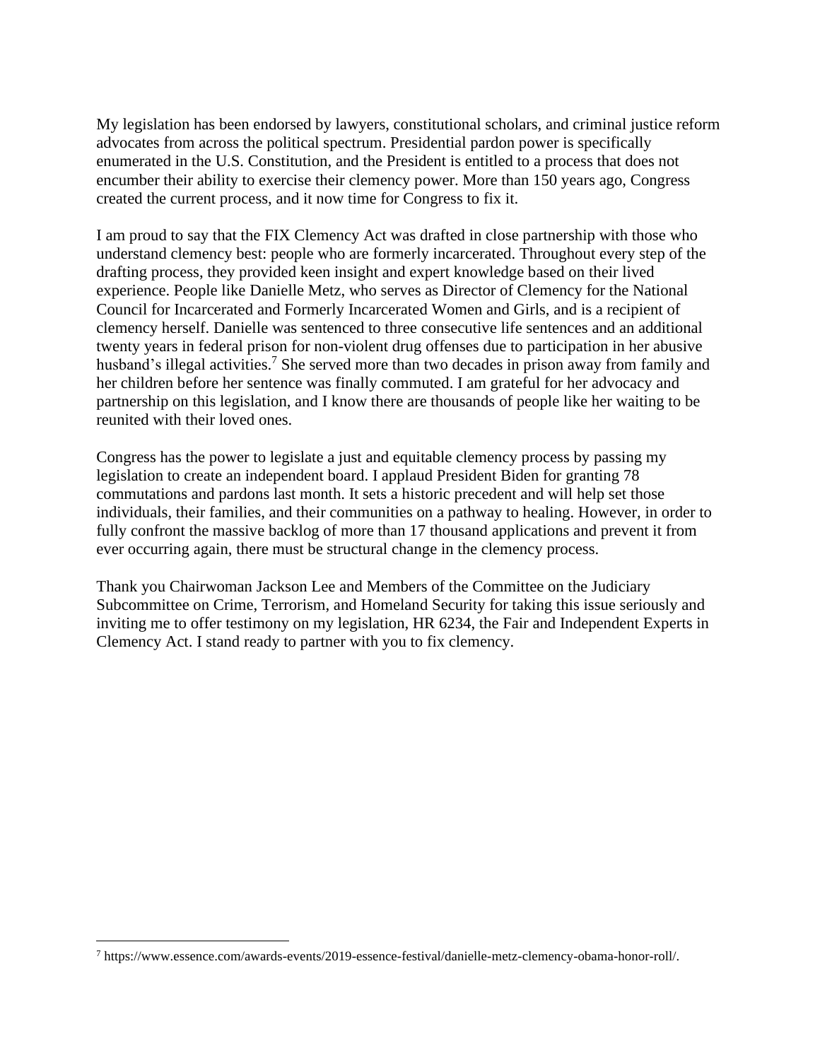My legislation has been endorsed by lawyers, constitutional scholars, and criminal justice reform advocates from across the political spectrum. Presidential pardon power is specifically enumerated in the U.S. Constitution, and the President is entitled to a process that does not encumber their ability to exercise their clemency power. More than 150 years ago, Congress created the current process, and it now time for Congress to fix it.

I am proud to say that the FIX Clemency Act was drafted in close partnership with those who understand clemency best: people who are formerly incarcerated. Throughout every step of the drafting process, they provided keen insight and expert knowledge based on their lived experience. People like Danielle Metz, who serves as Director of Clemency for the National Council for Incarcerated and Formerly Incarcerated Women and Girls, and is a recipient of clemency herself. Danielle was sentenced to three consecutive life sentences and an additional twenty years in federal prison for non-violent drug offenses due to participation in her abusive husband's illegal activities.[7] She served more than two decades in prison away from family and her children before her sentence was finally commuted. I am grateful for her advocacy and partnership on this legislation, and I know there are thousands of people like her waiting to be reunited with their loved ones.

Congress has the power to legislate a just and equitable clemency process by passing my legislation to create an independent board. I applaud President Biden for granting 78 commutations and pardons last month. It sets a historic precedent and will help set those individuals, their families, and their communities on a pathway to healing. However, in order to fully confront the massive backlog of more than 17 thousand applications and prevent it from ever occurring again, there must be structural change in the clemency process.

Thank you Chairwoman Jackson Lee and Members of the Committee on the Judiciary Subcommittee on Crime, Terrorism, and Homeland Security for taking this issue seriously and inviting me to offer testimony on my legislation, HR 6234, the Fair and Independent Experts in Clemency Act. I stand ready to partner with you to fix clemency.

---

[7] https://www.essence.com/awards-events/2019-essence-festival/danielle-metz-clemency-obama-honor-roll/.